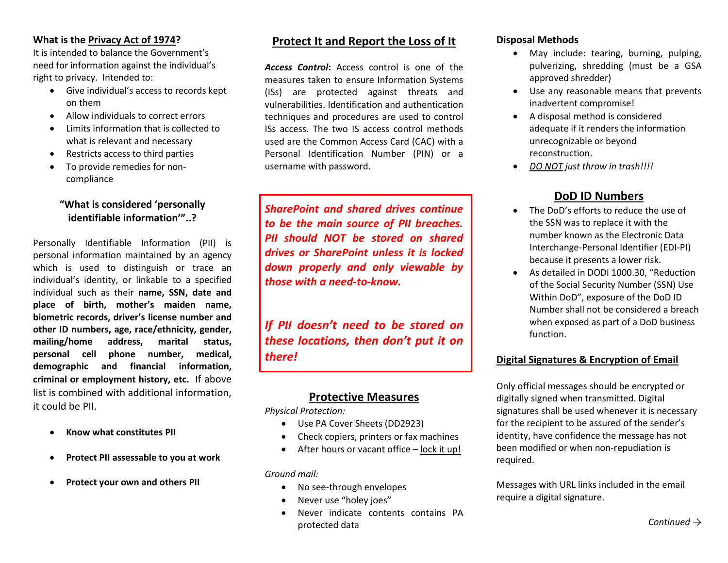**What is the Privacy Act of 1974?**

It is intended to balance the Government's need for information against the individual's right to privacy. Intended to:

- Give individual's access to records kept on them
- Allow individuals to correct errors
- Limits information that is collected to what is relevant and necessary
- Restricts access to third parties
- To provide remedies for non-compliance

**"What is considered 'personally identifiable information'"..?**

Personally Identifiable Information (PII) is personal information maintained by an agency which is used to distinguish or trace an individual's identity, or linkable to a specified individual such as their **name, SSN, date and place of birth, mother's maiden name, biometric records, driver's license number and other ID numbers, age, race/ethnicity, gender, mailing/home address, marital status, personal cell phone number, medical, demographic and financial information, criminal or employment history, etc.** If above list is combined with additional information, it could be PII.

- **Know what constitutes PII**
- **Protect PII assessable to you at work**
- **Protect your own and others PII**

## Protect It and Report the Loss of It

***Access Control*:** Access control is one of the measures taken to ensure Information Systems (ISs) are protected against threats and vulnerabilities. Identification and authentication techniques and procedures are used to control ISs access. The two IS access control methods used are the Common Access Card (CAC) with a Personal Identification Number (PIN) or a username with password.

***SharePoint and shared drives continue to be the main source of PII breaches. PII should NOT be stored on shared drives or SharePoint unless it is locked down properly and only viewable by those with a need-to-know.***

***If PII doesn't need to be stored on these locations, then don't put it on there!***

## Protective Measures

*Physical Protection:*

- Use PA Cover Sheets (DD2923)
- Check copiers, printers or fax machines
- After hours or vacant office – lock it up!

*Ground mail:*

- No see-through envelopes
- Never use "holey joes"
- Never indicate contents contains PA protected data

**Disposal Methods**

- May include: tearing, burning, pulping, pulverizing, shredding (must be a GSA approved shredder)
- Use any reasonable means that prevents inadvertent compromise!
- A disposal method is considered adequate if it renders the information unrecognizable or beyond reconstruction.
- *DO NOT just throw in trash!!!!*

## DoD ID Numbers

- The DoD's efforts to reduce the use of the SSN was to replace it with the number known as the Electronic Data Interchange-Personal Identifier (EDI-PI) because it presents a lower risk.
- As detailed in DODI 1000.30, "Reduction of the Social Security Number (SSN) Use Within DoD", exposure of the DoD ID Number shall not be considered a breach when exposed as part of a DoD business function.

**Digital Signatures & Encryption of Email**

Only official messages should be encrypted or digitally signed when transmitted. Digital signatures shall be used whenever it is necessary for the recipient to be assured of the sender's identity, have confidence the message has not been modified or when non-repudiation is required.

Messages with URL links included in the email require a digital signature.

*Continued →*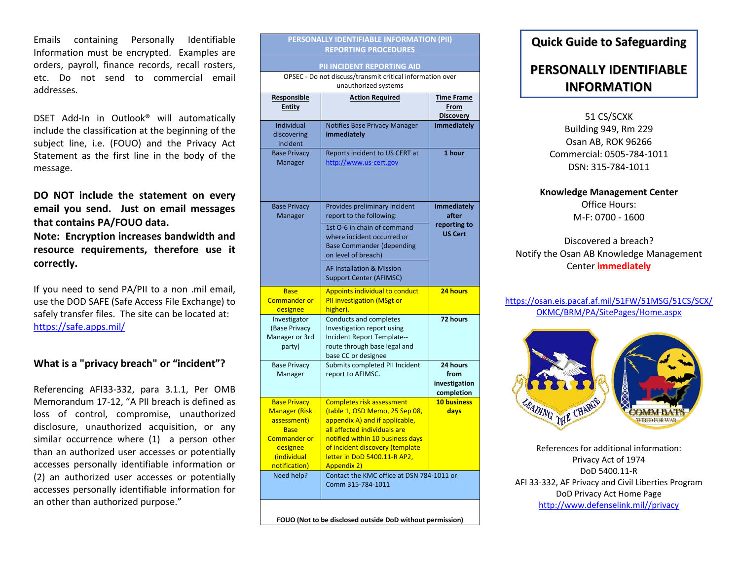Emails containing Personally Identifiable Information must be encrypted. Examples are orders, payroll, finance records, recall rosters, etc. Do not send to commercial email addresses.

DSET Add-In in Outlook® will automatically include the classification at the beginning of the subject line, i.e. (FOUO) and the Privacy Act Statement as the first line in the body of the message.

**DO NOT include the statement on every email you send. Just on email messages that contains PA/FOUO data.**

**Note: Encryption increases bandwidth and resource requirements, therefore use it correctly.**

If you need to send PA/PII to a non .mil email, use the DOD SAFE (Safe Access File Exchange) to safely transfer files. The site can be located at: https://safe.apps.mil/

### What is a "privacy breach" or "incident"?

Referencing AFI33-332, para 3.1.1, Per OMB Memorandum 17-12, "A PII breach is defined as loss of control, compromise, unauthorized disclosure, unauthorized acquisition, or any similar occurrence where (1) a person other than an authorized user accesses or potentially accesses personally identifiable information or (2) an authorized user accesses or potentially accesses personally identifiable information for an other than authorized purpose."

**PERSONALLY IDENTIFIABLE INFORMATION (PII) REPORTING PROCEDURES**

**PII INCIDENT REPORTING AID**

OPSEC - Do not discuss/transmit critical information over unauthorized systems

| Responsible Entity | Action Required | Time Frame From Discovery |
|---|---|---|
| Individual discovering incident | Notifies Base Privacy Manager **immediately** | **Immediately** |
| Base Privacy Manager | Reports incident to US CERT at http://www.us-cert.gov | **1 hour** |
| Base Privacy Manager | Provides preliminary incident report to the following:<br>1st O-6 in chain of command where incident occurred or Base Commander (depending on level of breach)<br>AF Installation & Mission Support Center (AFIMSC) | **Immediately after reporting to US Cert** |
| Base Commander or designee | Appoints individual to conduct PII investigation (MSgt or higher). | **24 hours** |
| Investigator (Base Privacy Manager or 3rd party) | Conducts and completes Investigation report using Incident Report Template-- route through base legal and base CC or designee | **72 hours** |
| Base Privacy Manager | Submits completed PII Incident report to AFIMSC. | **24 hours from investigation completion** |
| Base Privacy Manager (Risk assessment) Base Commander or designee (individual notification) | Completes risk assessment (table 1, OSD Memo, 25 Sep 08, appendix A) and if applicable, all affected individuals are notified within 10 business days of incident discovery (template letter in DoD 5400.11-R AP2, Appendix 2) | **10 business days** |
| Need help? | Contact the KMC office at DSN 784-1011 or Comm 315-784-1011 | |

**FOUO (Not to be disclosed outside DoD without permission)**

## Quick Guide to Safeguarding

## PERSONALLY IDENTIFIABLE INFORMATION

51 CS/SCXK
Building 949, Rm 229
Osan AB, ROK 96266
Commercial: 0505-784-1011
DSN: 315-784-1011

**Knowledge Management Center**
Office Hours:
M-F: 0700 - 1600

Discovered a breach?
Notify the Osan AB Knowledge Management Center **immediately**

https://osan.eis.pacaf.af.mil/51FW/51MSG/51CS/SCX/OKMC/BRM/PA/SitePages/Home.aspx

LEADING THE CHARGE

COMM BATS
WIRED FOR WAR

References for additional information:
Privacy Act of 1974
DoD 5400.11-R
AFI 33-332, AF Privacy and Civil Liberties Program
DoD Privacy Act Home Page
http://www.defenselink.mil//privacy